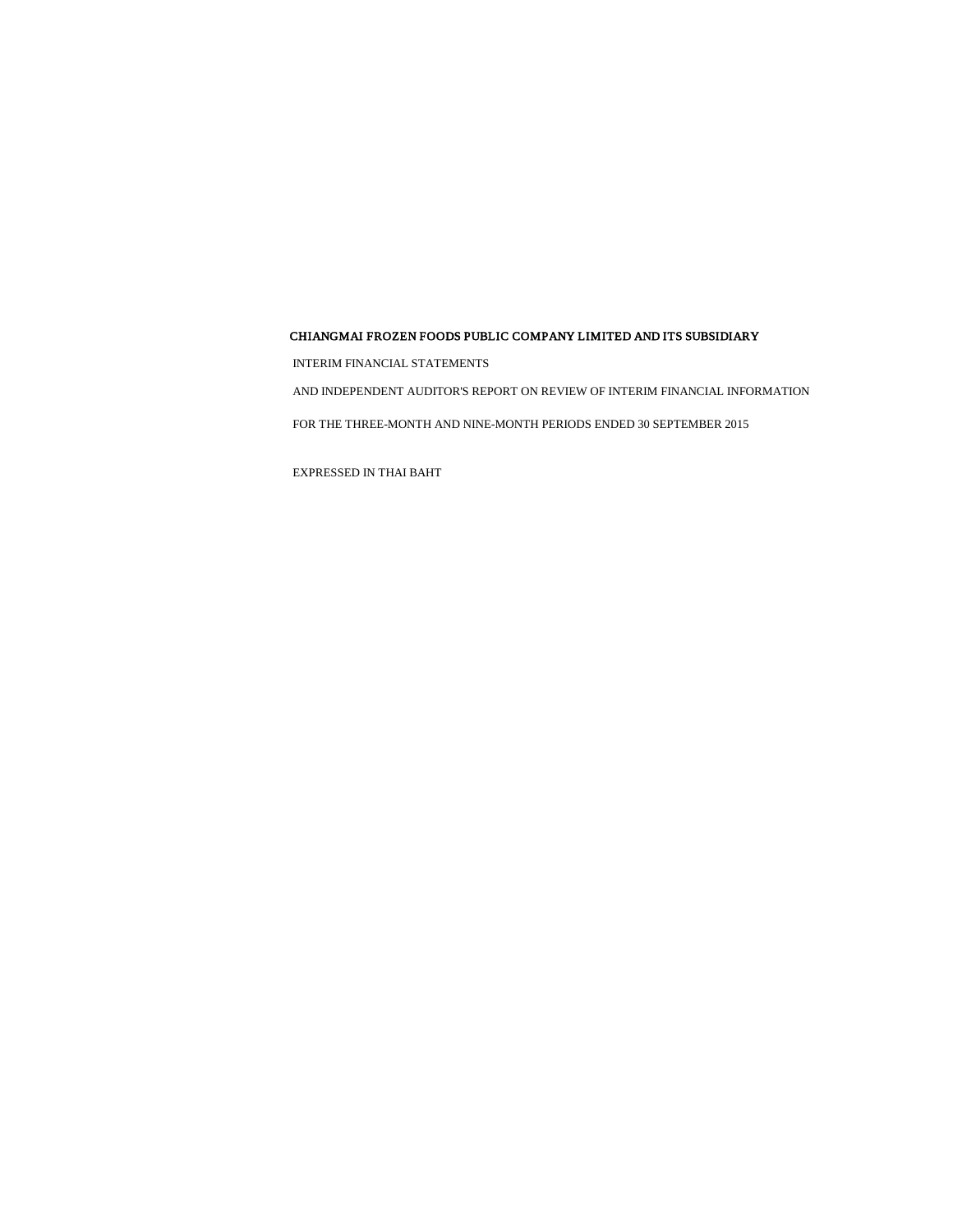# CHIANGMAI FROZEN FOODS PUBLIC COMPANY LIMITED AND ITS SUBSIDIARY

INTERIM FINANCIAL STATEMENTS

AND INDEPENDENT AUDITOR'S REPORT ON REVIEW OF INTERIM FINANCIAL INFORMATION

FOR THE THREE-MONTH AND NINE-MONTH PERIODS ENDED 30 SEPTEMBER 2015

EXPRESSED IN THAI BAHT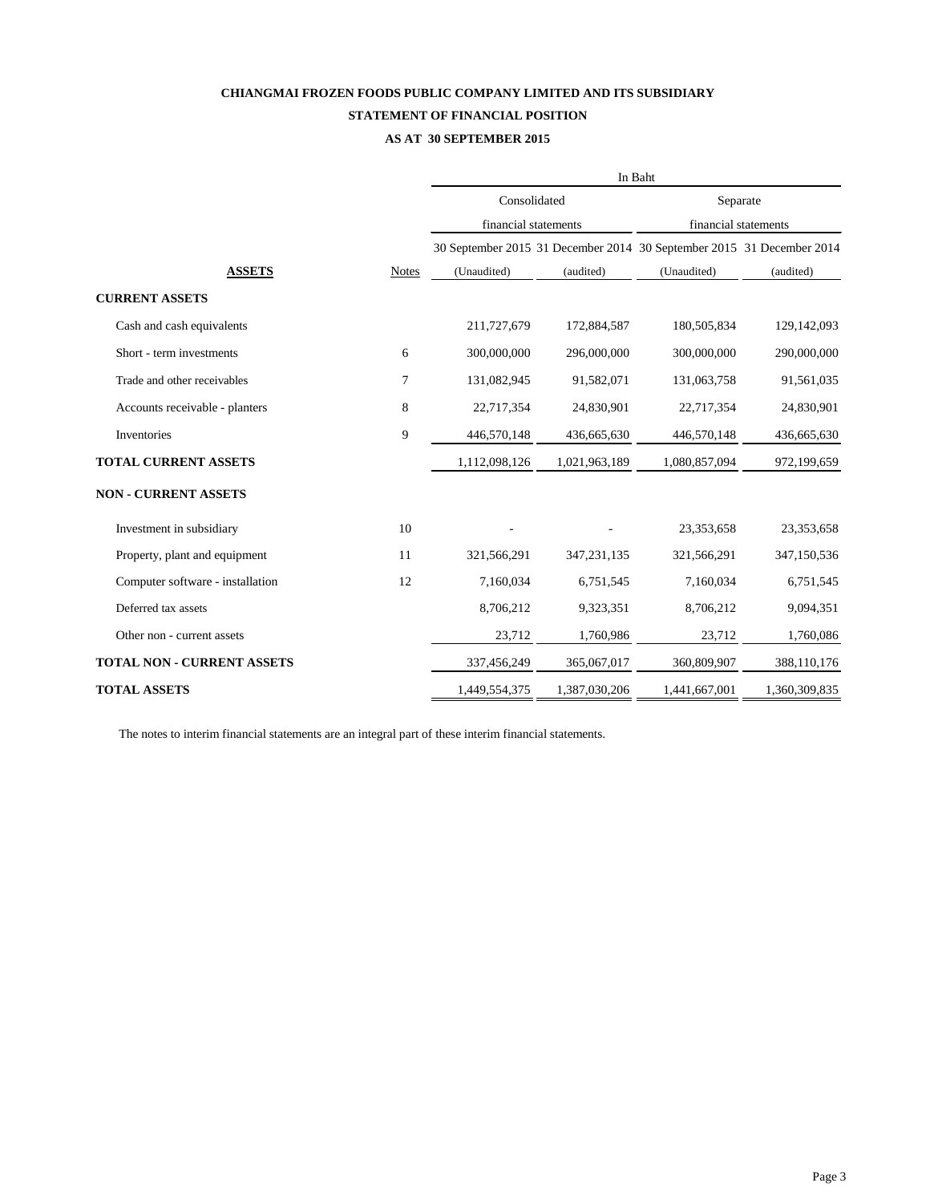**CHIANGMAI FROZEN FOODS PUBLIC COMPANY LIMITED AND ITS SUBSIDIARY**

**STATEMENT OF FINANCIAL POSITION**

**AS AT 30 SEPTEMBER 2015**

| | | In Baht | | | |
|---|---|---|---|---|---|
| | | Consolidated financial statements | | Separate financial statements | |
| | | 30 September 2015 | 31 December 2014 | 30 September 2015 | 31 December 2014 |
| **ASSETS** | Notes | (Unaudited) | (audited) | (Unaudited) | (audited) |
| **CURRENT ASSETS** | | | | | |
| Cash and cash equivalents | | 211,727,679 | 172,884,587 | 180,505,834 | 129,142,093 |
| Short - term investments | 6 | 300,000,000 | 296,000,000 | 300,000,000 | 290,000,000 |
| Trade and other receivables | 7 | 131,082,945 | 91,582,071 | 131,063,758 | 91,561,035 |
| Accounts receivable - planters | 8 | 22,717,354 | 24,830,901 | 22,717,354 | 24,830,901 |
| Inventories | 9 | 446,570,148 | 436,665,630 | 446,570,148 | 436,665,630 |
| **TOTAL CURRENT ASSETS** | | 1,112,098,126 | 1,021,963,189 | 1,080,857,094 | 972,199,659 |
| **NON - CURRENT ASSETS** | | | | | |
| Investment in subsidiary | 10 | - | - | 23,353,658 | 23,353,658 |
| Property, plant and equipment | 11 | 321,566,291 | 347,231,135 | 321,566,291 | 347,150,536 |
| Computer software - installation | 12 | 7,160,034 | 6,751,545 | 7,160,034 | 6,751,545 |
| Deferred tax assets | | 8,706,212 | 9,323,351 | 8,706,212 | 9,094,351 |
| Other non - current assets | | 23,712 | 1,760,986 | 23,712 | 1,760,086 |
| **TOTAL NON - CURRENT ASSETS** | | 337,456,249 | 365,067,017 | 360,809,907 | 388,110,176 |
| **TOTAL ASSETS** | | 1,449,554,375 | 1,387,030,206 | 1,441,667,001 | 1,360,309,835 |

The notes to interim financial statements are an integral part of these interim financial statements.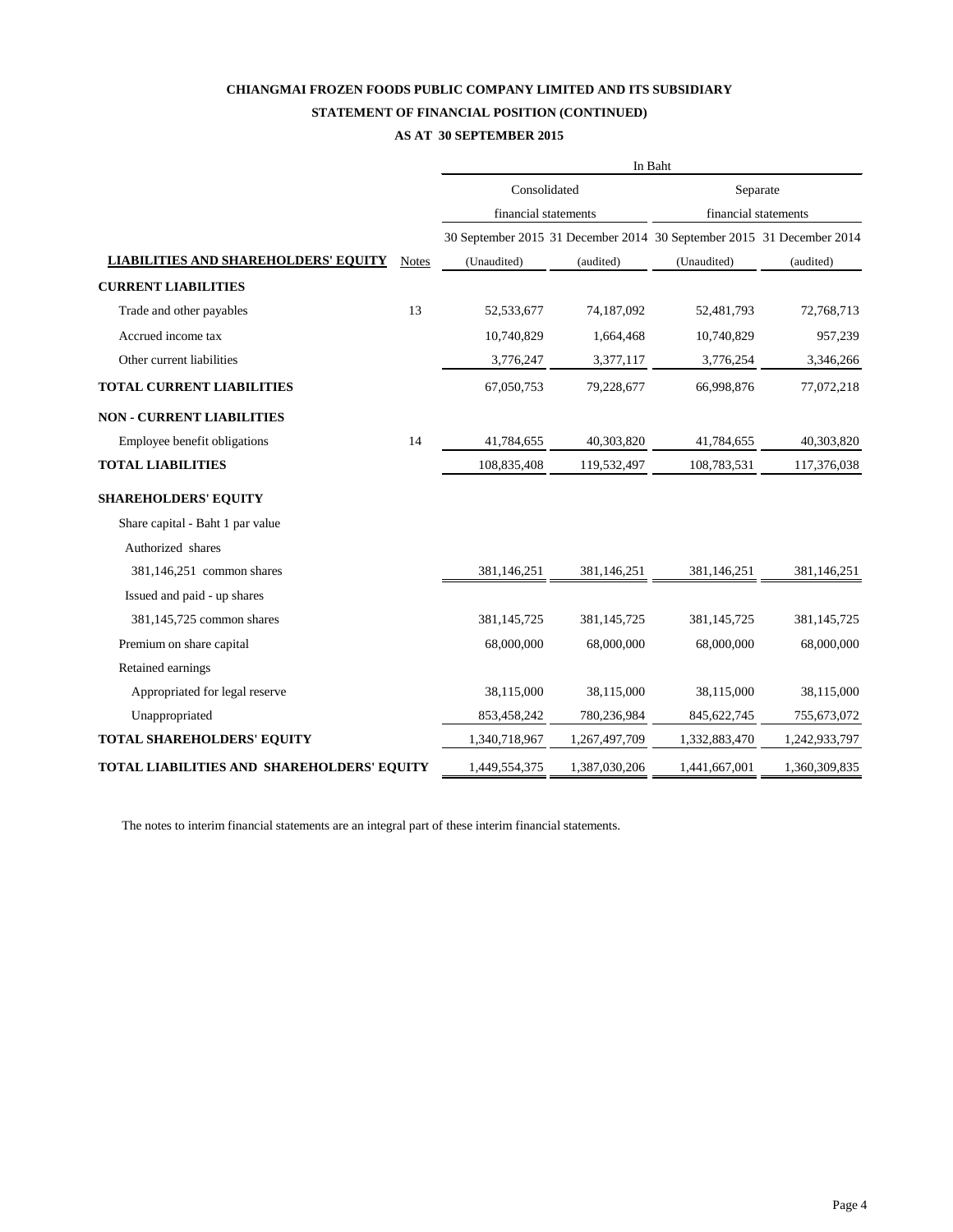**CHIANGMAI FROZEN FOODS PUBLIC COMPANY LIMITED AND ITS SUBSIDIARY**

**STATEMENT OF FINANCIAL POSITION (CONTINUED)**

**AS AT 30 SEPTEMBER 2015**

| | | In Baht | | | |
|---|---|---|---|---|---|
| | | Consolidated financial statements | | Separate financial statements | |
| | | 30 September 2015 | 31 December 2014 | 30 September 2015 | 31 December 2014 |
| **LIABILITIES AND SHAREHOLDERS' EQUITY** | Notes | (Unaudited) | (audited) | (Unaudited) | (audited) |
| **CURRENT LIABILITIES** | | | | | |
| Trade and other payables | 13 | 52,533,677 | 74,187,092 | 52,481,793 | 72,768,713 |
| Accrued income tax | | 10,740,829 | 1,664,468 | 10,740,829 | 957,239 |
| Other current liabilities | | 3,776,247 | 3,377,117 | 3,776,254 | 3,346,266 |
| **TOTAL CURRENT LIABILITIES** | | 67,050,753 | 79,228,677 | 66,998,876 | 77,072,218 |
| **NON - CURRENT LIABILITIES** | | | | | |
| Employee benefit obligations | 14 | 41,784,655 | 40,303,820 | 41,784,655 | 40,303,820 |
| **TOTAL LIABILITIES** | | 108,835,408 | 119,532,497 | 108,783,531 | 117,376,038 |
| **SHAREHOLDERS' EQUITY** | | | | | |
| Share capital - Baht 1 par value | | | | | |
| Authorized shares | | | | | |
| 381,146,251 common shares | | 381,146,251 | 381,146,251 | 381,146,251 | 381,146,251 |
| Issued and paid - up shares | | | | | |
| 381,145,725 common shares | | 381,145,725 | 381,145,725 | 381,145,725 | 381,145,725 |
| Premium on share capital | | 68,000,000 | 68,000,000 | 68,000,000 | 68,000,000 |
| Retained earnings | | | | | |
| Appropriated for legal reserve | | 38,115,000 | 38,115,000 | 38,115,000 | 38,115,000 |
| Unappropriated | | 853,458,242 | 780,236,984 | 845,622,745 | 755,673,072 |
| **TOTAL SHAREHOLDERS' EQUITY** | | 1,340,718,967 | 1,267,497,709 | 1,332,883,470 | 1,242,933,797 |
| **TOTAL LIABILITIES AND SHAREHOLDERS' EQUITY** | | 1,449,554,375 | 1,387,030,206 | 1,441,667,001 | 1,360,309,835 |

The notes to interim financial statements are an integral part of these interim financial statements.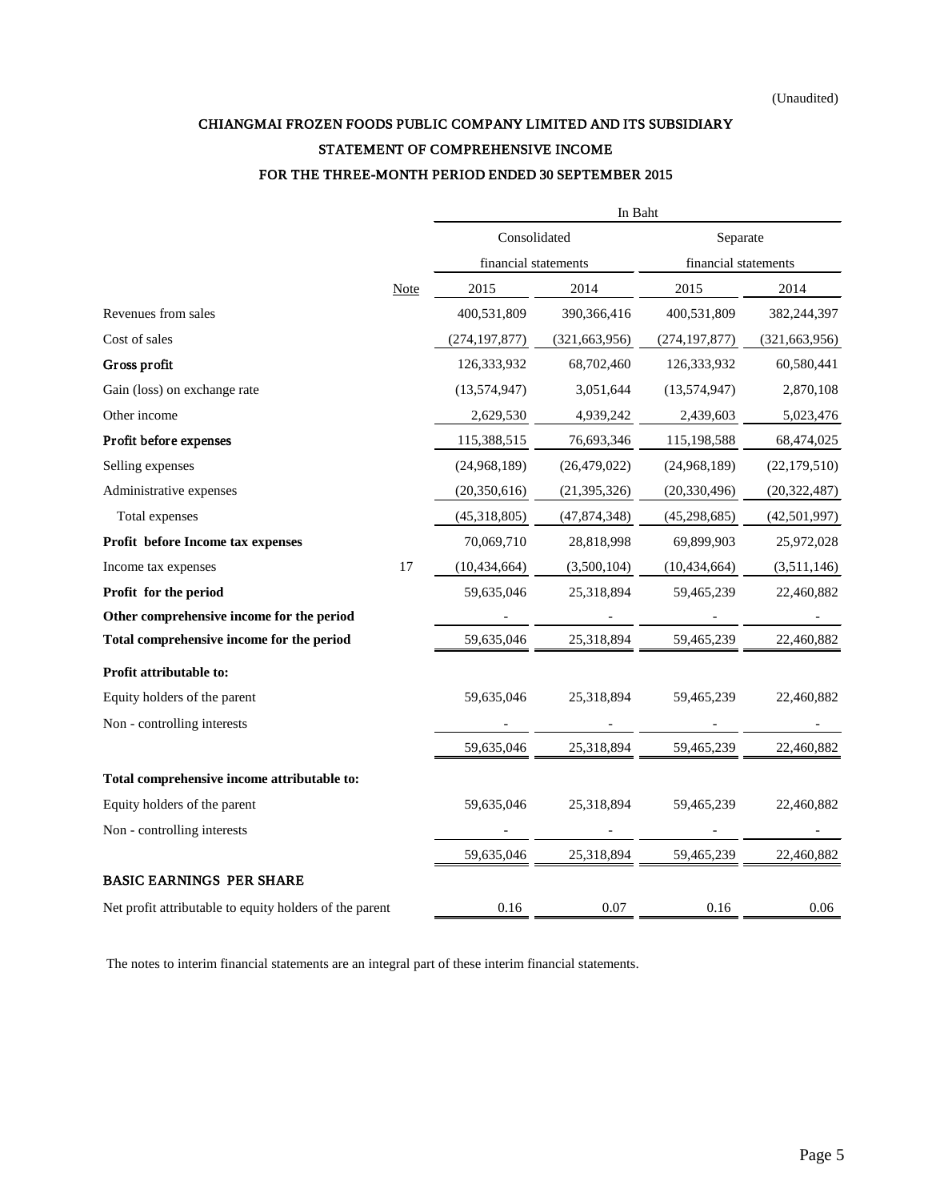(Unaudited)

# CHIANGMAI FROZEN FOODS PUBLIC COMPANY LIMITED AND ITS SUBSIDIARY

## STATEMENT OF COMPREHENSIVE INCOME

## FOR THE THREE-MONTH PERIOD ENDED 30 SEPTEMBER 2015

| | | In Baht | | | |
|---|---|---|---|---|---|
| | | Consolidated financial statements | | Separate financial statements | |
| | Note | 2015 | 2014 | 2015 | 2014 |
| Revenues from sales | | 400,531,809 | 390,366,416 | 400,531,809 | 382,244,397 |
| Cost of sales | | (274,197,877) | (321,663,956) | (274,197,877) | (321,663,956) |
| **Gross profit** | | 126,333,932 | 68,702,460 | 126,333,932 | 60,580,441 |
| Gain (loss) on exchange rate | | (13,574,947) | 3,051,644 | (13,574,947) | 2,870,108 |
| Other income | | 2,629,530 | 4,939,242 | 2,439,603 | 5,023,476 |
| **Profit before expenses** | | 115,388,515 | 76,693,346 | 115,198,588 | 68,474,025 |
| Selling expenses | | (24,968,189) | (26,479,022) | (24,968,189) | (22,179,510) |
| Administrative expenses | | (20,350,616) | (21,395,326) | (20,330,496) | (20,322,487) |
| Total expenses | | (45,318,805) | (47,874,348) | (45,298,685) | (42,501,997) |
| **Profit before Income tax expenses** | | 70,069,710 | 28,818,998 | 69,899,903 | 25,972,028 |
| Income tax expenses | 17 | (10,434,664) | (3,500,104) | (10,434,664) | (3,511,146) |
| **Profit for the period** | | 59,635,046 | 25,318,894 | 59,465,239 | 22,460,882 |
| **Other comprehensive income for the period** | | - | - | - | - |
| **Total comprehensive income for the period** | | 59,635,046 | 25,318,894 | 59,465,239 | 22,460,882 |
| **Profit attributable to:** | | | | | |
| Equity holders of the parent | | 59,635,046 | 25,318,894 | 59,465,239 | 22,460,882 |
| Non - controlling interests | | - | - | - | - |
| | | 59,635,046 | 25,318,894 | 59,465,239 | 22,460,882 |
| **Total comprehensive income attributable to:** | | | | | |
| Equity holders of the parent | | 59,635,046 | 25,318,894 | 59,465,239 | 22,460,882 |
| Non - controlling interests | | - | - | - | - |
| | | 59,635,046 | 25,318,894 | 59,465,239 | 22,460,882 |
| **BASIC EARNINGS PER SHARE** | | | | | |
| Net profit attributable to equity holders of the parent | | 0.16 | 0.07 | 0.16 | 0.06 |

The notes to interim financial statements are an integral part of these interim financial statements.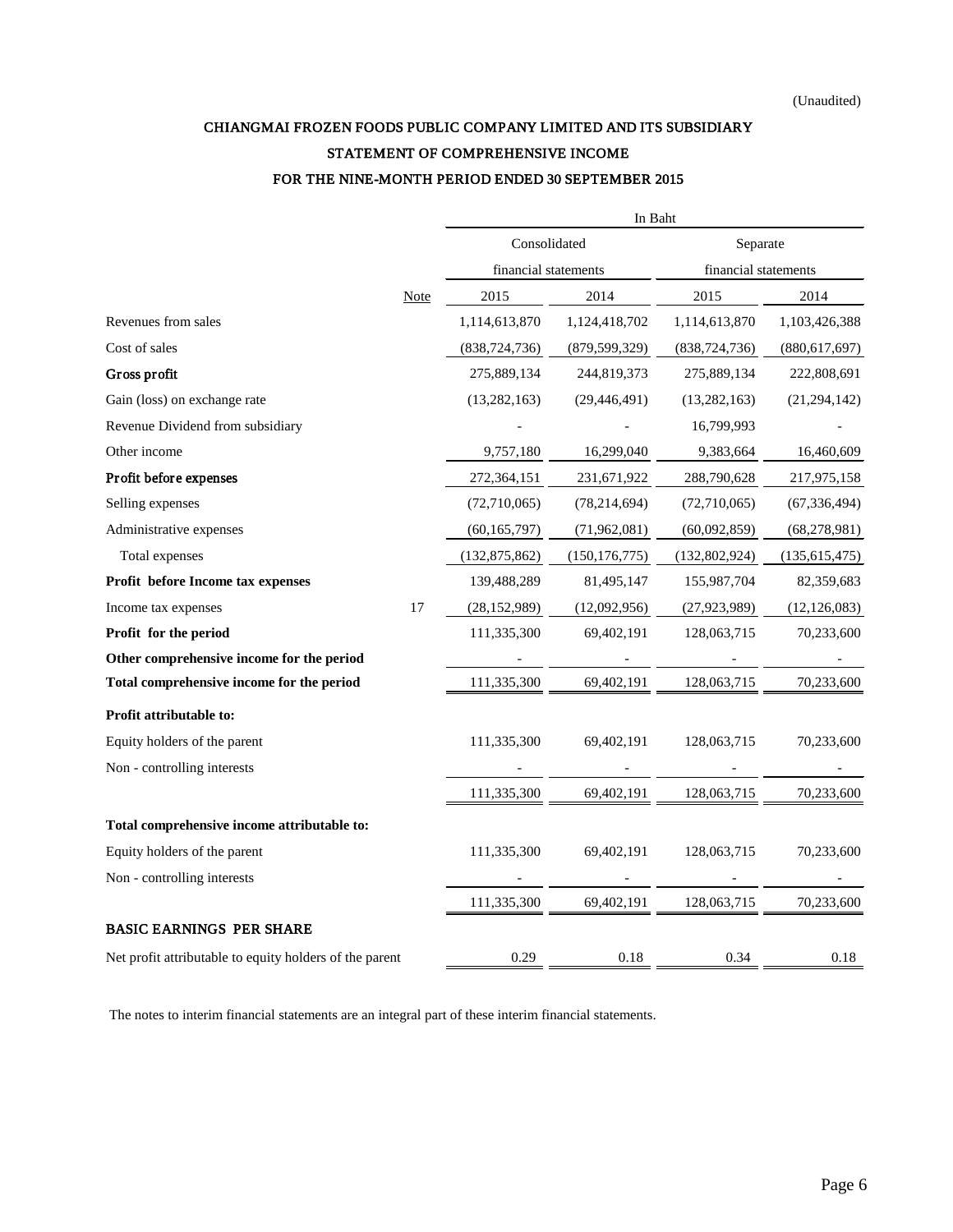(Unaudited)

# CHIANGMAI FROZEN FOODS PUBLIC COMPANY LIMITED AND ITS SUBSIDIARY

## STATEMENT OF COMPREHENSIVE INCOME

### FOR THE NINE-MONTH PERIOD ENDED 30 SEPTEMBER 2015

| | | In Baht | | | |
|---|---|---|---|---|---|
| | | Consolidated financial statements | | Separate financial statements | |
| | Note | 2015 | 2014 | 2015 | 2014 |
| Revenues from sales | | 1,114,613,870 | 1,124,418,702 | 1,114,613,870 | 1,103,426,388 |
| Cost of sales | | (838,724,736) | (879,599,329) | (838,724,736) | (880,617,697) |
| **Gross profit** | | 275,889,134 | 244,819,373 | 275,889,134 | 222,808,691 |
| Gain (loss) on exchange rate | | (13,282,163) | (29,446,491) | (13,282,163) | (21,294,142) |
| Revenue Dividend from subsidiary | | - | - | 16,799,993 | - |
| Other income | | 9,757,180 | 16,299,040 | 9,383,664 | 16,460,609 |
| **Profit before expenses** | | 272,364,151 | 231,671,922 | 288,790,628 | 217,975,158 |
| Selling expenses | | (72,710,065) | (78,214,694) | (72,710,065) | (67,336,494) |
| Administrative expenses | | (60,165,797) | (71,962,081) | (60,092,859) | (68,278,981) |
| Total expenses | | (132,875,862) | (150,176,775) | (132,802,924) | (135,615,475) |
| **Profit before Income tax expenses** | | 139,488,289 | 81,495,147 | 155,987,704 | 82,359,683 |
| Income tax expenses | 17 | (28,152,989) | (12,092,956) | (27,923,989) | (12,126,083) |
| **Profit for the period** | | 111,335,300 | 69,402,191 | 128,063,715 | 70,233,600 |
| **Other comprehensive income for the period** | | - | - | - | - |
| **Total comprehensive income for the period** | | 111,335,300 | 69,402,191 | 128,063,715 | 70,233,600 |
| **Profit attributable to:** | | | | | |
| Equity holders of the parent | | 111,335,300 | 69,402,191 | 128,063,715 | 70,233,600 |
| Non - controlling interests | | - | - | - | - |
| | | 111,335,300 | 69,402,191 | 128,063,715 | 70,233,600 |
| **Total comprehensive income attributable to:** | | | | | |
| Equity holders of the parent | | 111,335,300 | 69,402,191 | 128,063,715 | 70,233,600 |
| Non - controlling interests | | - | - | - | - |
| | | 111,335,300 | 69,402,191 | 128,063,715 | 70,233,600 |
| **BASIC EARNINGS PER SHARE** | | | | | |
| Net profit attributable to equity holders of the parent | | 0.29 | 0.18 | 0.34 | 0.18 |

The notes to interim financial statements are an integral part of these interim financial statements.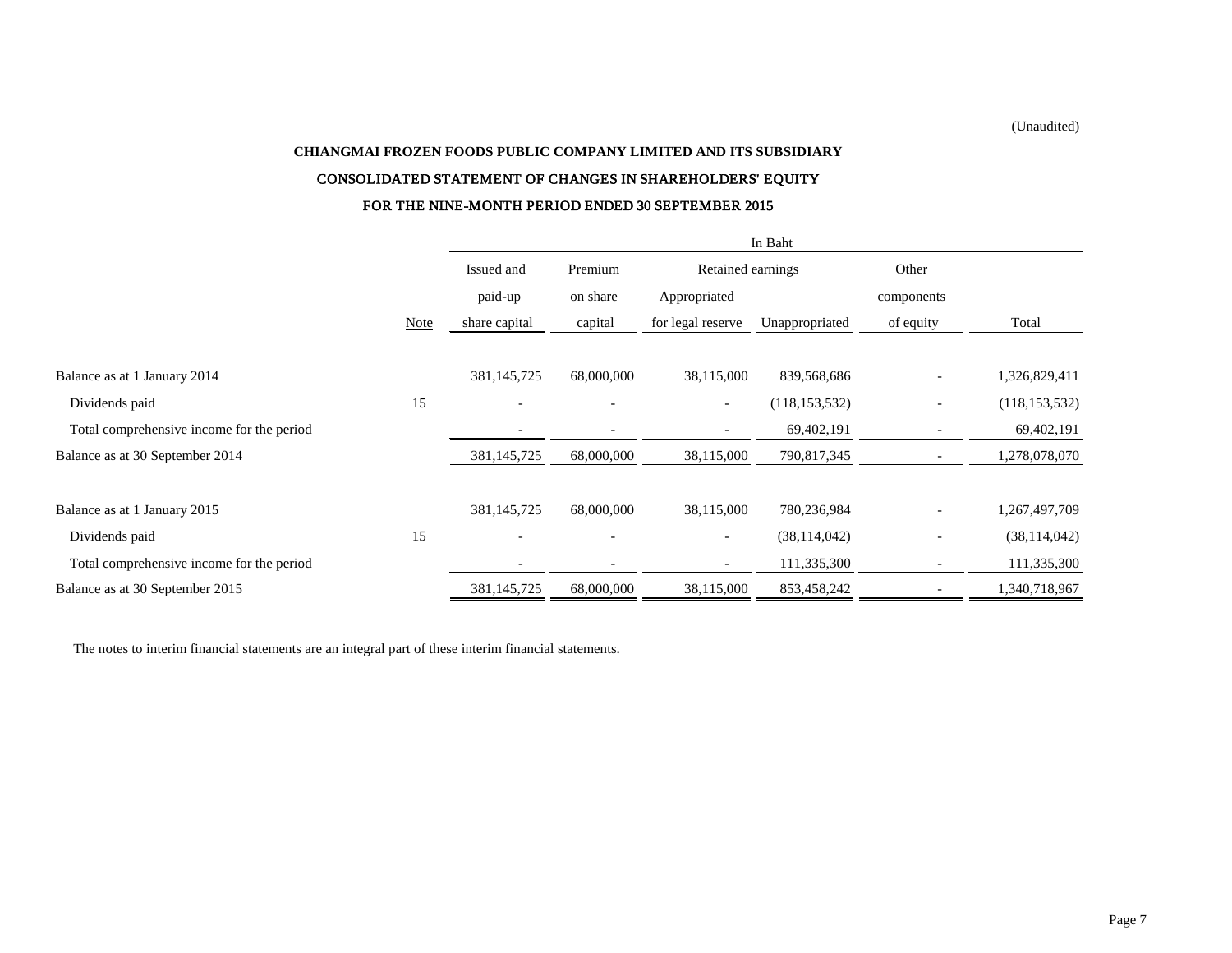(Unaudited)

**CHIANGMAI FROZEN FOODS PUBLIC COMPANY LIMITED AND ITS SUBSIDIARY**

**CONSOLIDATED STATEMENT OF CHANGES IN SHAREHOLDERS' EQUITY**

**FOR THE NINE-MONTH PERIOD ENDED 30 SEPTEMBER 2015**

| | | In Baht | | | | | |
|---|---|---|---|---|---|---|---|
| | | Issued and | Premium | Retained earnings | | Other | |
| | | paid-up | on share | Appropriated | | components | |
| | Note | share capital | capital | for legal reserve | Unappropriated | of equity | Total |
| Balance as at 1 January 2014 | | 381,145,725 | 68,000,000 | 38,115,000 | 839,568,686 | - | 1,326,829,411 |
| Dividends paid | 15 | - | - | - | (118,153,532) | - | (118,153,532) |
| Total comprehensive income for the period | | - | - | - | 69,402,191 | - | 69,402,191 |
| Balance as at 30 September 2014 | | 381,145,725 | 68,000,000 | 38,115,000 | 790,817,345 | - | 1,278,078,070 |
| | | | | | | | |
| Balance as at 1 January 2015 | | 381,145,725 | 68,000,000 | 38,115,000 | 780,236,984 | - | 1,267,497,709 |
| Dividends paid | 15 | - | - | - | (38,114,042) | - | (38,114,042) |
| Total comprehensive income for the period | | - | - | - | 111,335,300 | - | 111,335,300 |
| Balance as at 30 September 2015 | | 381,145,725 | 68,000,000 | 38,115,000 | 853,458,242 | - | 1,340,718,967 |

The notes to interim financial statements are an integral part of these interim financial statements.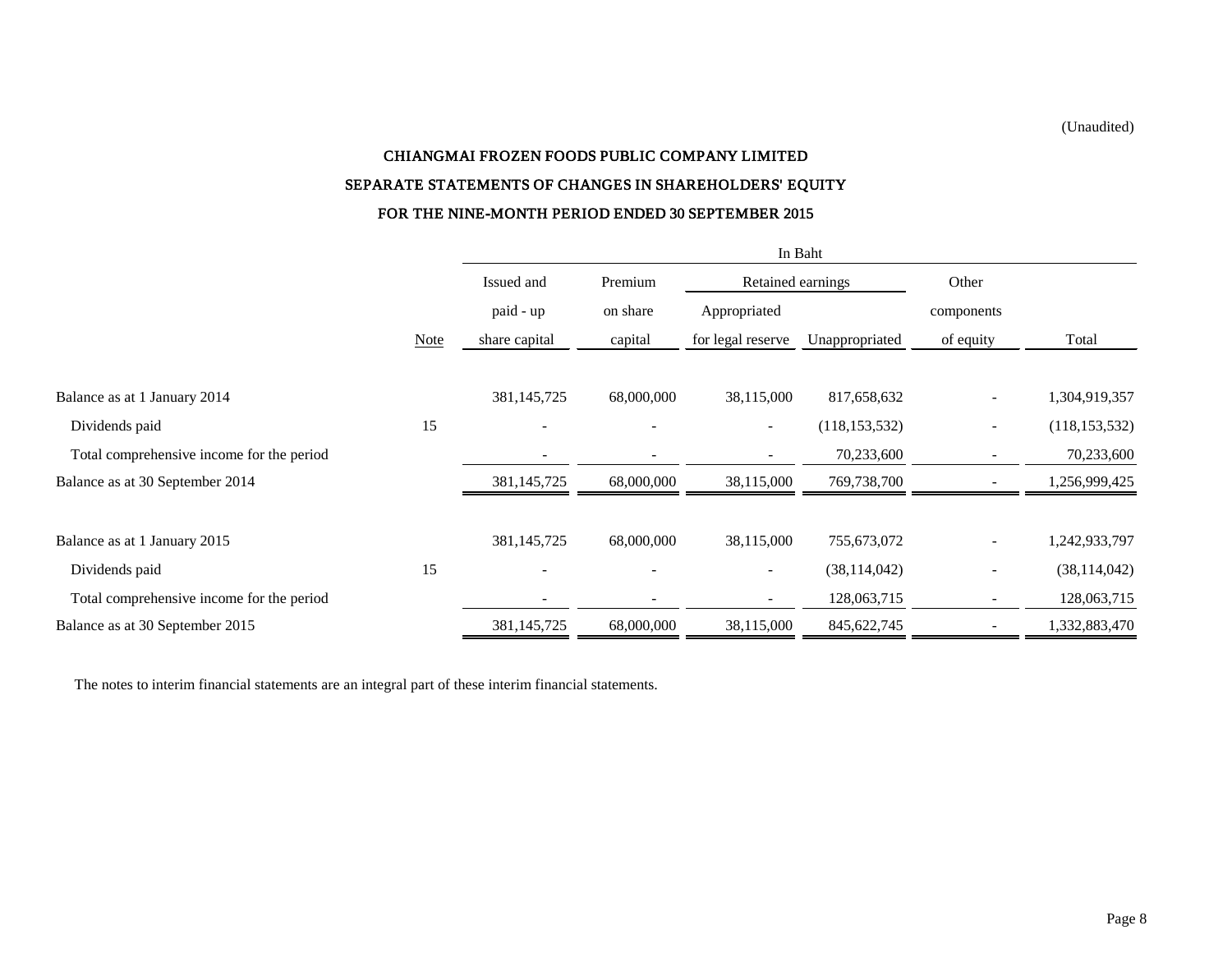(Unaudited)

# CHIANGMAI FROZEN FOODS PUBLIC COMPANY LIMITED

## SEPARATE STATEMENTS OF CHANGES IN SHAREHOLDERS' EQUITY

## FOR THE NINE-MONTH PERIOD ENDED 30 SEPTEMBER 2015

| | | In Baht | | | | | |
|---|---|---|---|---|---|---|---|
| | | Issued and | Premium | Retained earnings | | Other | |
| | | paid - up | on share | Appropriated | | components | |
| | Note | share capital | capital | for legal reserve | Unappropriated | of equity | Total |
| Balance as at 1 January 2014 | | 381,145,725 | 68,000,000 | 38,115,000 | 817,658,632 | - | 1,304,919,357 |
| Dividends paid | 15 | - | - | - | (118,153,532) | - | (118,153,532) |
| Total comprehensive income for the period | | - | - | - | 70,233,600 | - | 70,233,600 |
| Balance as at 30 September 2014 | | 381,145,725 | 68,000,000 | 38,115,000 | 769,738,700 | - | 1,256,999,425 |
| | | | | | | | |
| Balance as at 1 January 2015 | | 381,145,725 | 68,000,000 | 38,115,000 | 755,673,072 | - | 1,242,933,797 |
| Dividends paid | 15 | - | - | - | (38,114,042) | - | (38,114,042) |
| Total comprehensive income for the period | | - | - | - | 128,063,715 | - | 128,063,715 |
| Balance as at 30 September 2015 | | 381,145,725 | 68,000,000 | 38,115,000 | 845,622,745 | - | 1,332,883,470 |

The notes to interim financial statements are an integral part of these interim financial statements.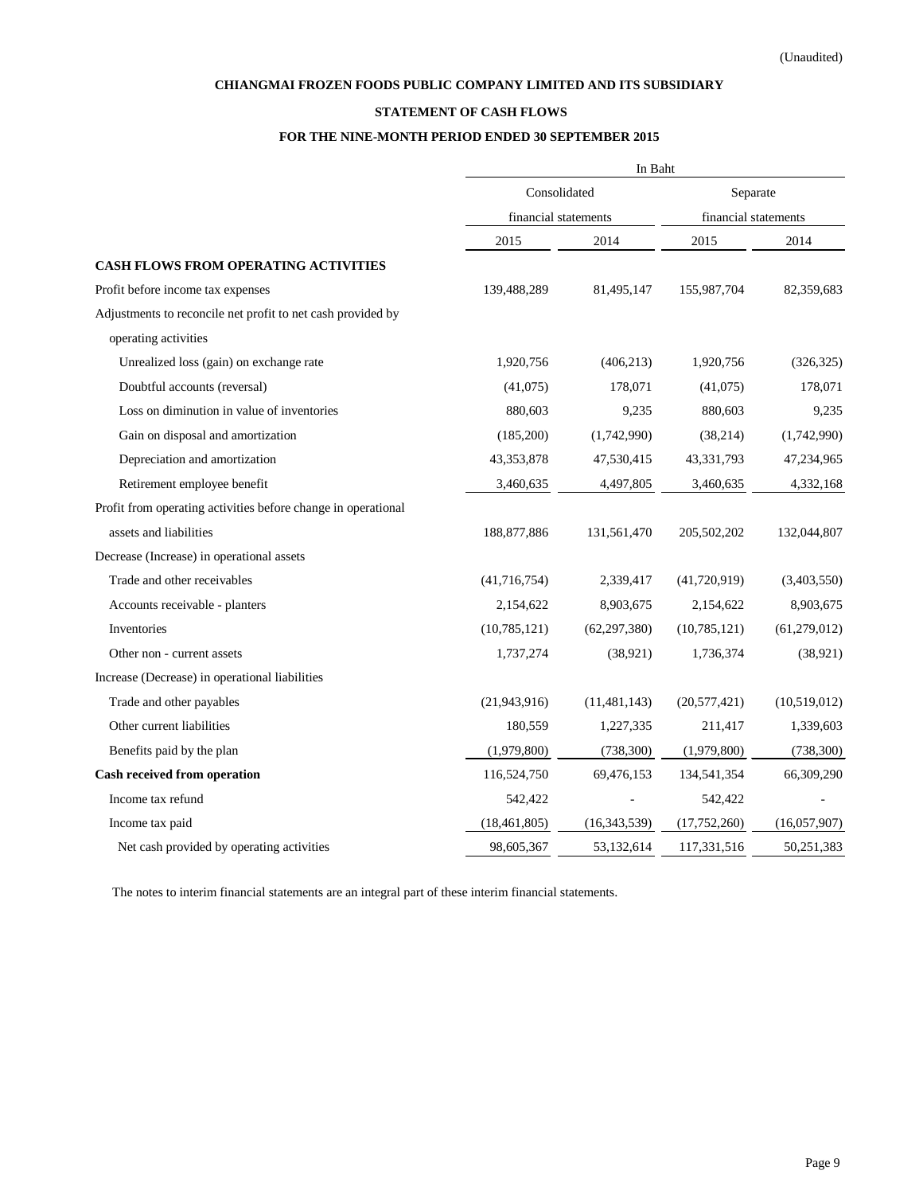(Unaudited)

**CHIANGMAI FROZEN FOODS PUBLIC COMPANY LIMITED AND ITS SUBSIDIARY**

**STATEMENT OF CASH FLOWS**

**FOR THE NINE-MONTH PERIOD ENDED 30 SEPTEMBER 2015**

| | In Baht | | | |
|---|---|---|---|---|
| | Consolidated financial statements | | Separate financial statements | |
| | 2015 | 2014 | 2015 | 2014 |
| **CASH FLOWS FROM OPERATING ACTIVITIES** | | | | |
| Profit before income tax expenses | 139,488,289 | 81,495,147 | 155,987,704 | 82,359,683 |
| Adjustments to reconcile net profit to net cash provided by operating activities | | | | |
| Unrealized loss (gain) on exchange rate | 1,920,756 | (406,213) | 1,920,756 | (326,325) |
| Doubtful accounts (reversal) | (41,075) | 178,071 | (41,075) | 178,071 |
| Loss on diminution in value of inventories | 880,603 | 9,235 | 880,603 | 9,235 |
| Gain on disposal and amortization | (185,200) | (1,742,990) | (38,214) | (1,742,990) |
| Depreciation and amortization | 43,353,878 | 47,530,415 | 43,331,793 | 47,234,965 |
| Retirement employee benefit | 3,460,635 | 4,497,805 | 3,460,635 | 4,332,168 |
| Profit from operating activities before change in operational assets and liabilities | 188,877,886 | 131,561,470 | 205,502,202 | 132,044,807 |
| Decrease (Increase) in operational assets | | | | |
| Trade and other receivables | (41,716,754) | 2,339,417 | (41,720,919) | (3,403,550) |
| Accounts receivable - planters | 2,154,622 | 8,903,675 | 2,154,622 | 8,903,675 |
| Inventories | (10,785,121) | (62,297,380) | (10,785,121) | (61,279,012) |
| Other non - current assets | 1,737,274 | (38,921) | 1,736,374 | (38,921) |
| Increase (Decrease) in operational liabilities | | | | |
| Trade and other payables | (21,943,916) | (11,481,143) | (20,577,421) | (10,519,012) |
| Other current liabilities | 180,559 | 1,227,335 | 211,417 | 1,339,603 |
| Benefits paid by the plan | (1,979,800) | (738,300) | (1,979,800) | (738,300) |
| **Cash received from operation** | 116,524,750 | 69,476,153 | 134,541,354 | 66,309,290 |
| Income tax refund | 542,422 | - | 542,422 | - |
| Income tax paid | (18,461,805) | (16,343,539) | (17,752,260) | (16,057,907) |
| Net cash provided by operating activities | 98,605,367 | 53,132,614 | 117,331,516 | 50,251,383 |

The notes to interim financial statements are an integral part of these interim financial statements.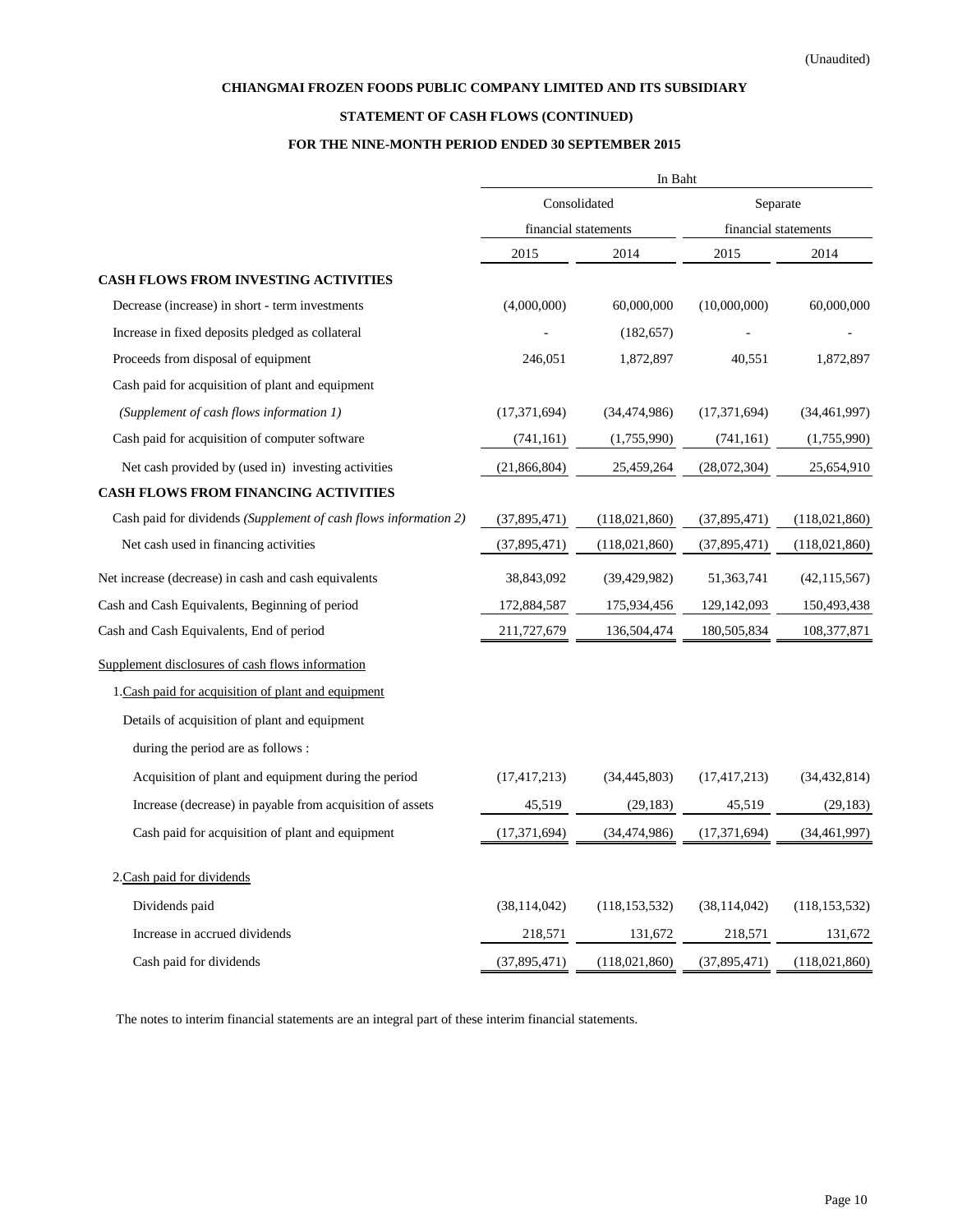(Unaudited)

**CHIANGMAI FROZEN FOODS PUBLIC COMPANY LIMITED AND ITS SUBSIDIARY**

**STATEMENT OF CASH FLOWS (CONTINUED)**

**FOR THE NINE-MONTH PERIOD ENDED 30 SEPTEMBER 2015**

| | In Baht | | | |
|---|---|---|---|---|
| | Consolidated financial statements | | Separate financial statements | |
| | 2015 | 2014 | 2015 | 2014 |
| **CASH FLOWS FROM INVESTING ACTIVITIES** | | | | |
| Decrease (increase) in short - term investments | (4,000,000) | 60,000,000 | (10,000,000) | 60,000,000 |
| Increase in fixed deposits pledged as collateral | - | (182,657) | - | - |
| Proceeds from disposal of equipment | 246,051 | 1,872,897 | 40,551 | 1,872,897 |
| Cash paid for acquisition of plant and equipment | | | | |
| *(Supplement of cash flows information 1)* | (17,371,694) | (34,474,986) | (17,371,694) | (34,461,997) |
| Cash paid for acquisition of computer software | (741,161) | (1,755,990) | (741,161) | (1,755,990) |
| Net cash provided by (used in) investing activities | (21,866,804) | 25,459,264 | (28,072,304) | 25,654,910 |
| **CASH FLOWS FROM FINANCING ACTIVITIES** | | | | |
| Cash paid for dividends *(Supplement of cash flows information 2)* | (37,895,471) | (118,021,860) | (37,895,471) | (118,021,860) |
| Net cash used in financing activities | (37,895,471) | (118,021,860) | (37,895,471) | (118,021,860) |
| Net increase (decrease) in cash and cash equivalents | 38,843,092 | (39,429,982) | 51,363,741 | (42,115,567) |
| Cash and Cash Equivalents, Beginning of period | 172,884,587 | 175,934,456 | 129,142,093 | 150,493,438 |
| Cash and Cash Equivalents, End of period | 211,727,679 | 136,504,474 | 180,505,834 | 108,377,871 |
| Supplement disclosures of cash flows information | | | | |
| 1.Cash paid for acquisition of plant and equipment | | | | |
| Details of acquisition of plant and equipment during the period are as follows : | | | | |
| Acquisition of plant and equipment during the period | (17,417,213) | (34,445,803) | (17,417,213) | (34,432,814) |
| Increase (decrease) in payable from acquisition of assets | 45,519 | (29,183) | 45,519 | (29,183) |
| Cash paid for acquisition of plant and equipment | (17,371,694) | (34,474,986) | (17,371,694) | (34,461,997) |
| 2.Cash paid for dividends | | | | |
| Dividends paid | (38,114,042) | (118,153,532) | (38,114,042) | (118,153,532) |
| Increase in accrued dividends | 218,571 | 131,672 | 218,571 | 131,672 |
| Cash paid for dividends | (37,895,471) | (118,021,860) | (37,895,471) | (118,021,860) |

The notes to interim financial statements are an integral part of these interim financial statements.